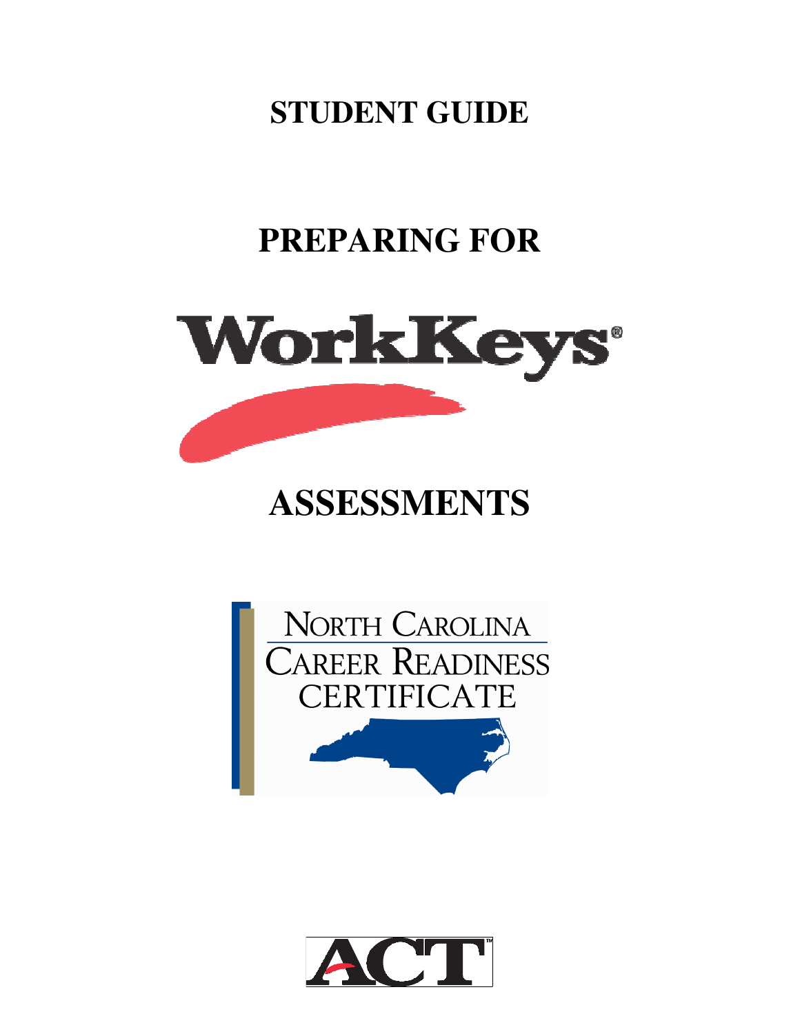# STUDENT GUIDE

# PREPARING FOR

WorkKeys®

# ASSESSMENTS

NORTH CAROLINA
CAREER READINESS
CERTIFICATE

ACT™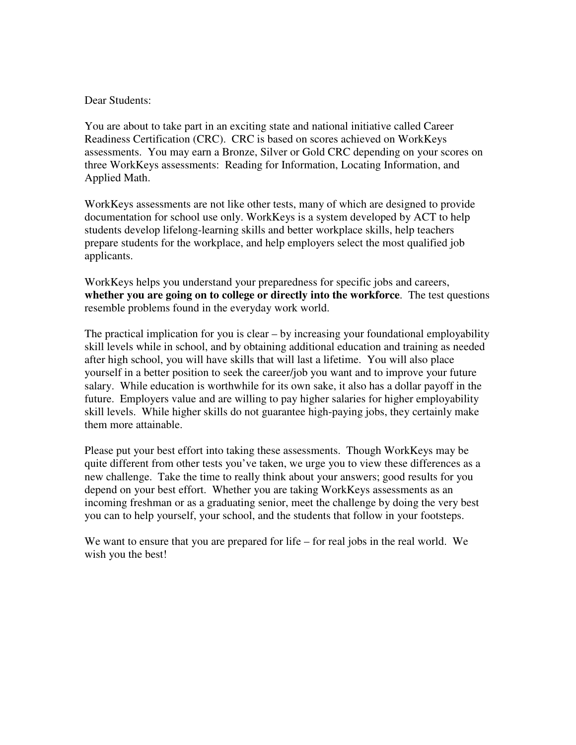Dear Students:

You are about to take part in an exciting state and national initiative called Career Readiness Certification (CRC). CRC is based on scores achieved on WorkKeys assessments. You may earn a Bronze, Silver or Gold CRC depending on your scores on three WorkKeys assessments: Reading for Information, Locating Information, and Applied Math.

WorkKeys assessments are not like other tests, many of which are designed to provide documentation for school use only. WorkKeys is a system developed by ACT to help students develop lifelong-learning skills and better workplace skills, help teachers prepare students for the workplace, and help employers select the most qualified job applicants.

WorkKeys helps you understand your preparedness for specific jobs and careers, **whether you are going on to college or directly into the workforce**. The test questions resemble problems found in the everyday work world.

The practical implication for you is clear – by increasing your foundational employability skill levels while in school, and by obtaining additional education and training as needed after high school, you will have skills that will last a lifetime. You will also place yourself in a better position to seek the career/job you want and to improve your future salary. While education is worthwhile for its own sake, it also has a dollar payoff in the future. Employers value and are willing to pay higher salaries for higher employability skill levels. While higher skills do not guarantee high-paying jobs, they certainly make them more attainable.

Please put your best effort into taking these assessments. Though WorkKeys may be quite different from other tests you've taken, we urge you to view these differences as a new challenge. Take the time to really think about your answers; good results for you depend on your best effort. Whether you are taking WorkKeys assessments as an incoming freshman or as a graduating senior, meet the challenge by doing the very best you can to help yourself, your school, and the students that follow in your footsteps.

We want to ensure that you are prepared for life – for real jobs in the real world. We wish you the best!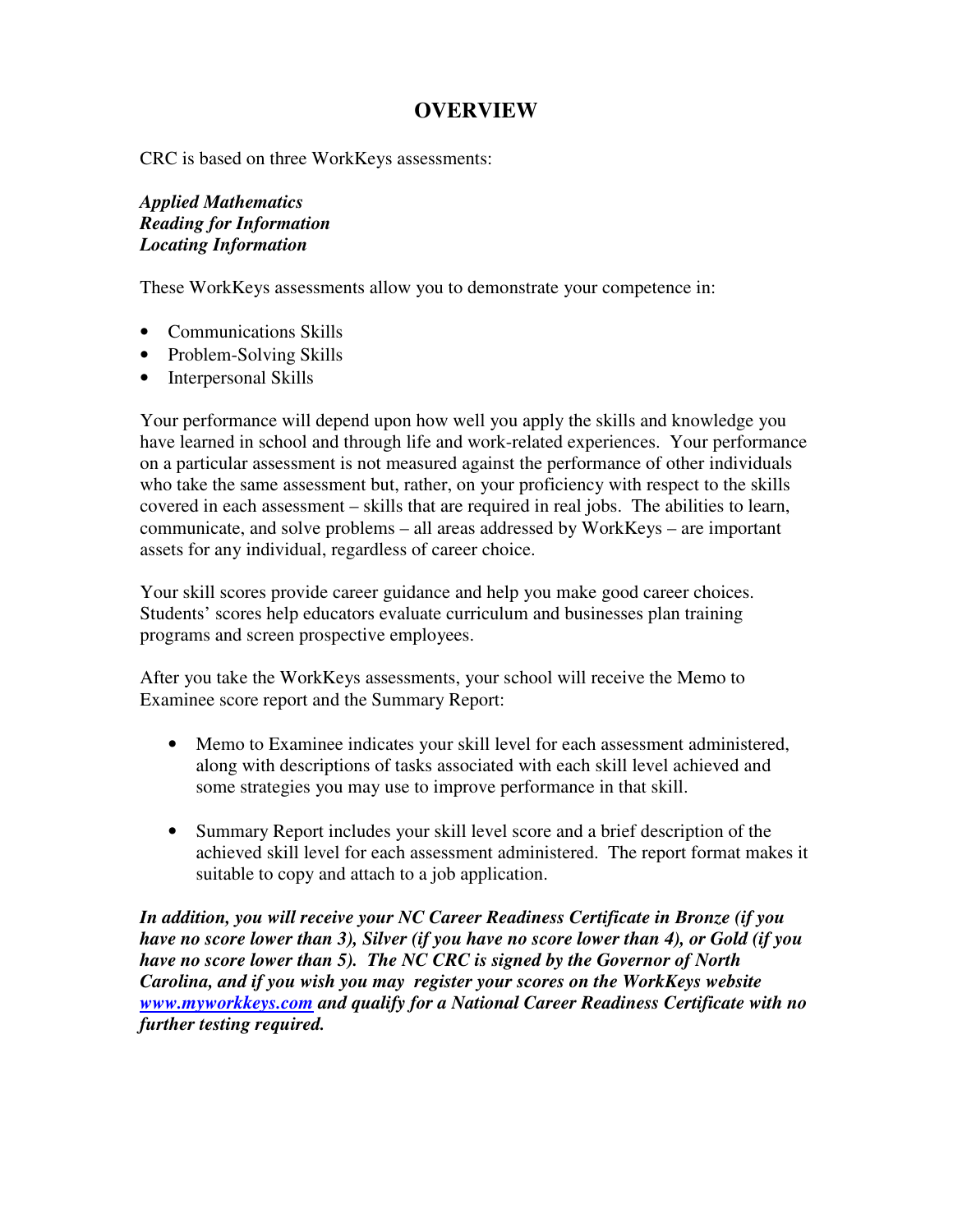# OVERVIEW

CRC is based on three WorkKeys assessments:

***Applied Mathematics***
***Reading for Information***
***Locating Information***

These WorkKeys assessments allow you to demonstrate your competence in:

- Communications Skills
- Problem-Solving Skills
- Interpersonal Skills

Your performance will depend upon how well you apply the skills and knowledge you have learned in school and through life and work-related experiences. Your performance on a particular assessment is not measured against the performance of other individuals who take the same assessment but, rather, on your proficiency with respect to the skills covered in each assessment – skills that are required in real jobs. The abilities to learn, communicate, and solve problems – all areas addressed by WorkKeys – are important assets for any individual, regardless of career choice.

Your skill scores provide career guidance and help you make good career choices. Students' scores help educators evaluate curriculum and businesses plan training programs and screen prospective employees.

After you take the WorkKeys assessments, your school will receive the Memo to Examinee score report and the Summary Report:

- Memo to Examinee indicates your skill level for each assessment administered, along with descriptions of tasks associated with each skill level achieved and some strategies you may use to improve performance in that skill.

- Summary Report includes your skill level score and a brief description of the achieved skill level for each assessment administered. The report format makes it suitable to copy and attach to a job application.

***In addition, you will receive your NC Career Readiness Certificate in Bronze (if you have no score lower than 3), Silver (if you have no score lower than 4), or Gold (if you have no score lower than 5). The NC CRC is signed by the Governor of North Carolina, and if you wish you may register your scores on the WorkKeys website [www.myworkkeys.com](http://www.myworkkeys.com) and qualify for a National Career Readiness Certificate with no further testing required.***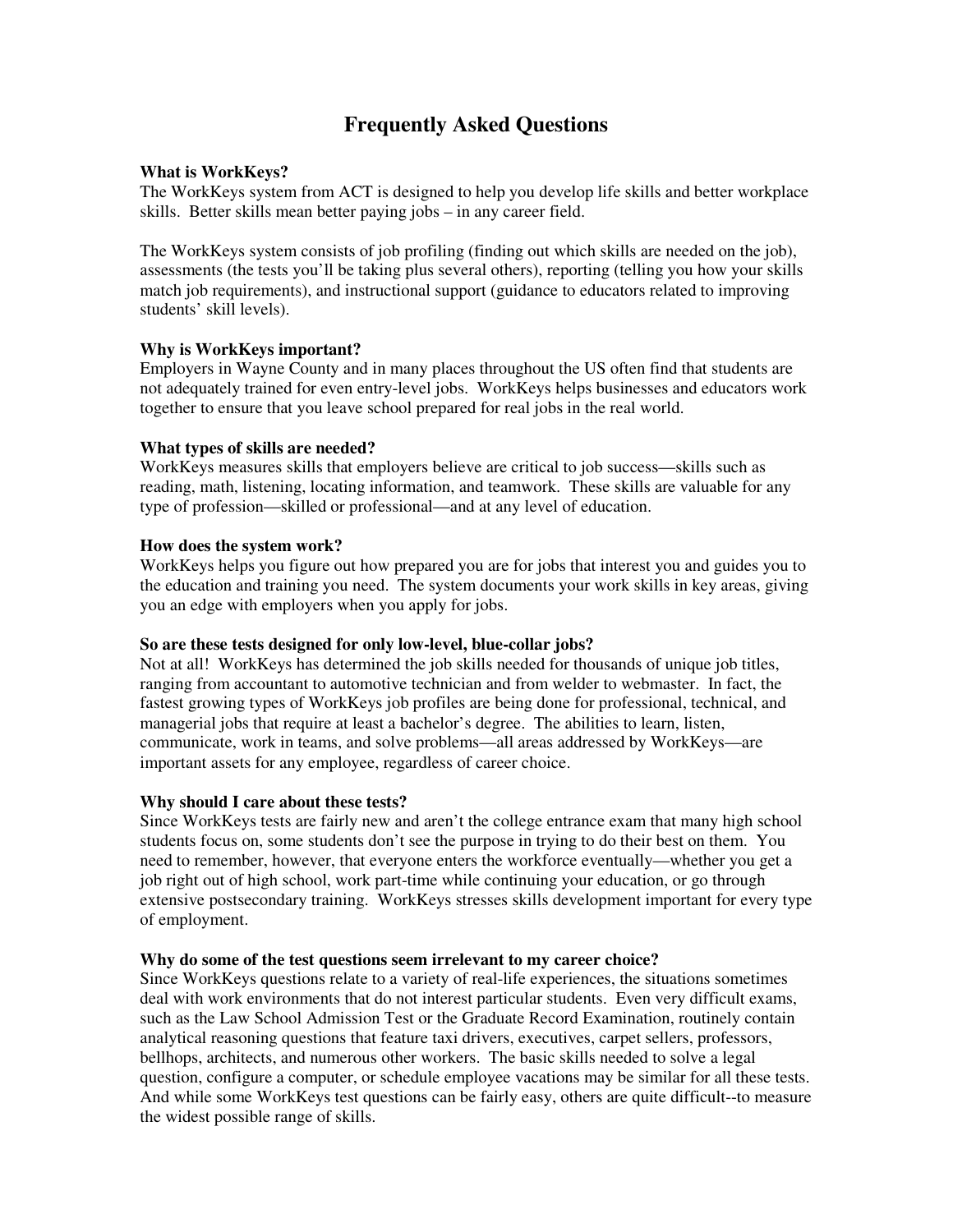# Frequently Asked Questions

**What is WorkKeys?**
The WorkKeys system from ACT is designed to help you develop life skills and better workplace skills. Better skills mean better paying jobs – in any career field.

The WorkKeys system consists of job profiling (finding out which skills are needed on the job), assessments (the tests you'll be taking plus several others), reporting (telling you how your skills match job requirements), and instructional support (guidance to educators related to improving students' skill levels).

**Why is WorkKeys important?**
Employers in Wayne County and in many places throughout the US often find that students are not adequately trained for even entry-level jobs. WorkKeys helps businesses and educators work together to ensure that you leave school prepared for real jobs in the real world.

**What types of skills are needed?**
WorkKeys measures skills that employers believe are critical to job success—skills such as reading, math, listening, locating information, and teamwork. These skills are valuable for any type of profession—skilled or professional—and at any level of education.

**How does the system work?**
WorkKeys helps you figure out how prepared you are for jobs that interest you and guides you to the education and training you need. The system documents your work skills in key areas, giving you an edge with employers when you apply for jobs.

**So are these tests designed for only low-level, blue-collar jobs?**
Not at all! WorkKeys has determined the job skills needed for thousands of unique job titles, ranging from accountant to automotive technician and from welder to webmaster. In fact, the fastest growing types of WorkKeys job profiles are being done for professional, technical, and managerial jobs that require at least a bachelor's degree. The abilities to learn, listen, communicate, work in teams, and solve problems—all areas addressed by WorkKeys—are important assets for any employee, regardless of career choice.

**Why should I care about these tests?**
Since WorkKeys tests are fairly new and aren't the college entrance exam that many high school students focus on, some students don't see the purpose in trying to do their best on them. You need to remember, however, that everyone enters the workforce eventually—whether you get a job right out of high school, work part-time while continuing your education, or go through extensive postsecondary training. WorkKeys stresses skills development important for every type of employment.

**Why do some of the test questions seem irrelevant to my career choice?**
Since WorkKeys questions relate to a variety of real-life experiences, the situations sometimes deal with work environments that do not interest particular students. Even very difficult exams, such as the Law School Admission Test or the Graduate Record Examination, routinely contain analytical reasoning questions that feature taxi drivers, executives, carpet sellers, professors, bellhops, architects, and numerous other workers. The basic skills needed to solve a legal question, configure a computer, or schedule employee vacations may be similar for all these tests. And while some WorkKeys test questions can be fairly easy, others are quite difficult--to measure the widest possible range of skills.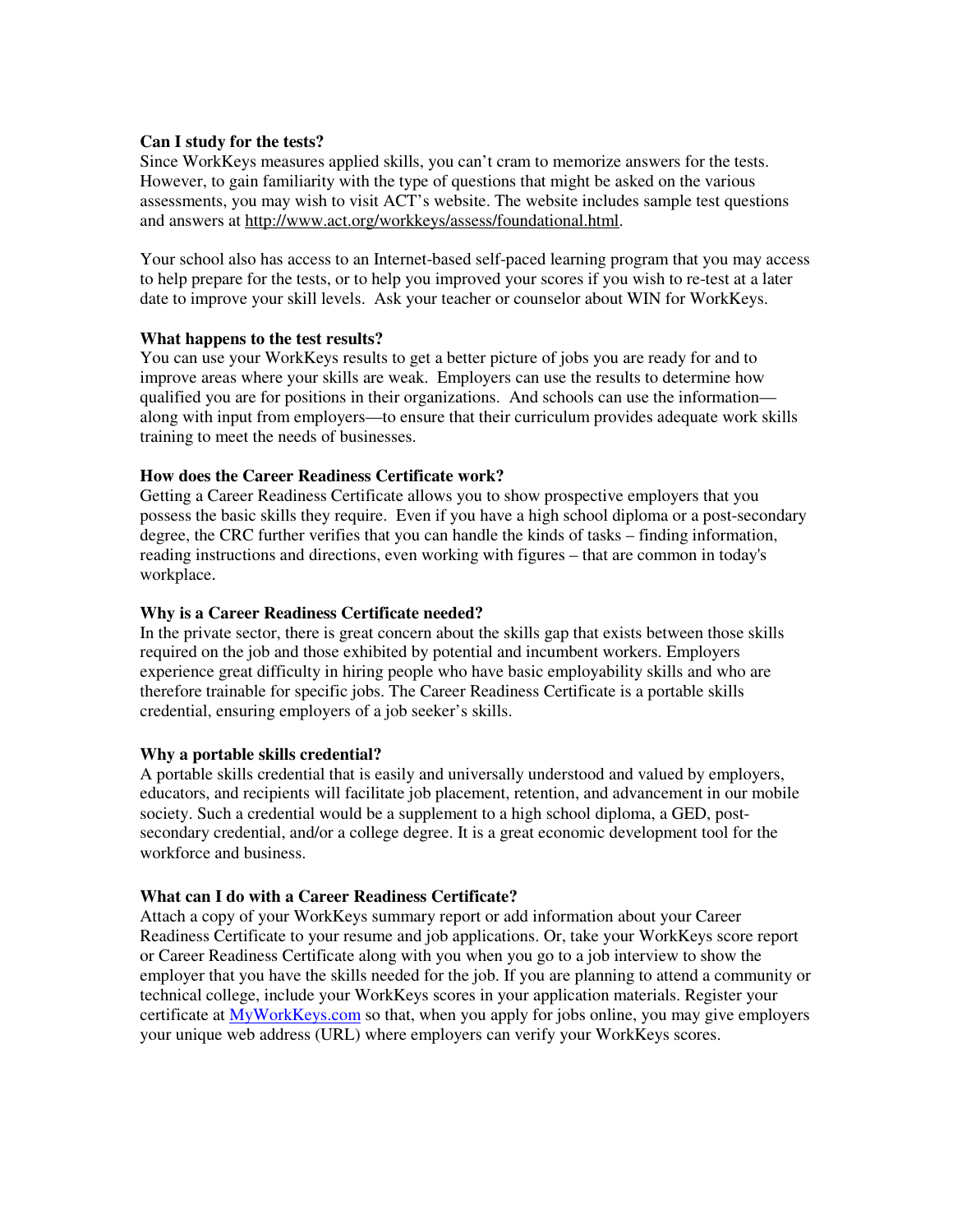**Can I study for the tests?**

Since WorkKeys measures applied skills, you can't cram to memorize answers for the tests. However, to gain familiarity with the type of questions that might be asked on the various assessments, you may wish to visit ACT's website. The website includes sample test questions and answers at http://www.act.org/workkeys/assess/foundational.html.

Your school also has access to an Internet-based self-paced learning program that you may access to help prepare for the tests, or to help you improved your scores if you wish to re-test at a later date to improve your skill levels. Ask your teacher or counselor about WIN for WorkKeys.

**What happens to the test results?**

You can use your WorkKeys results to get a better picture of jobs you are ready for and to improve areas where your skills are weak. Employers can use the results to determine how qualified you are for positions in their organizations. And schools can use the information—along with input from employers—to ensure that their curriculum provides adequate work skills training to meet the needs of businesses.

**How does the Career Readiness Certificate work?**

Getting a Career Readiness Certificate allows you to show prospective employers that you possess the basic skills they require. Even if you have a high school diploma or a post-secondary degree, the CRC further verifies that you can handle the kinds of tasks – finding information, reading instructions and directions, even working with figures – that are common in today's workplace.

**Why is a Career Readiness Certificate needed?**

In the private sector, there is great concern about the skills gap that exists between those skills required on the job and those exhibited by potential and incumbent workers. Employers experience great difficulty in hiring people who have basic employability skills and who are therefore trainable for specific jobs. The Career Readiness Certificate is a portable skills credential, ensuring employers of a job seeker's skills.

**Why a portable skills credential?**

A portable skills credential that is easily and universally understood and valued by employers, educators, and recipients will facilitate job placement, retention, and advancement in our mobile society. Such a credential would be a supplement to a high school diploma, a GED, post-secondary credential, and/or a college degree. It is a great economic development tool for the workforce and business.

**What can I do with a Career Readiness Certificate?**

Attach a copy of your WorkKeys summary report or add information about your Career Readiness Certificate to your resume and job applications. Or, take your WorkKeys score report or Career Readiness Certificate along with you when you go to a job interview to show the employer that you have the skills needed for the job. If you are planning to attend a community or technical college, include your WorkKeys scores in your application materials. Register your certificate at MyWorkKeys.com so that, when you apply for jobs online, you may give employers your unique web address (URL) where employers can verify your WorkKeys scores.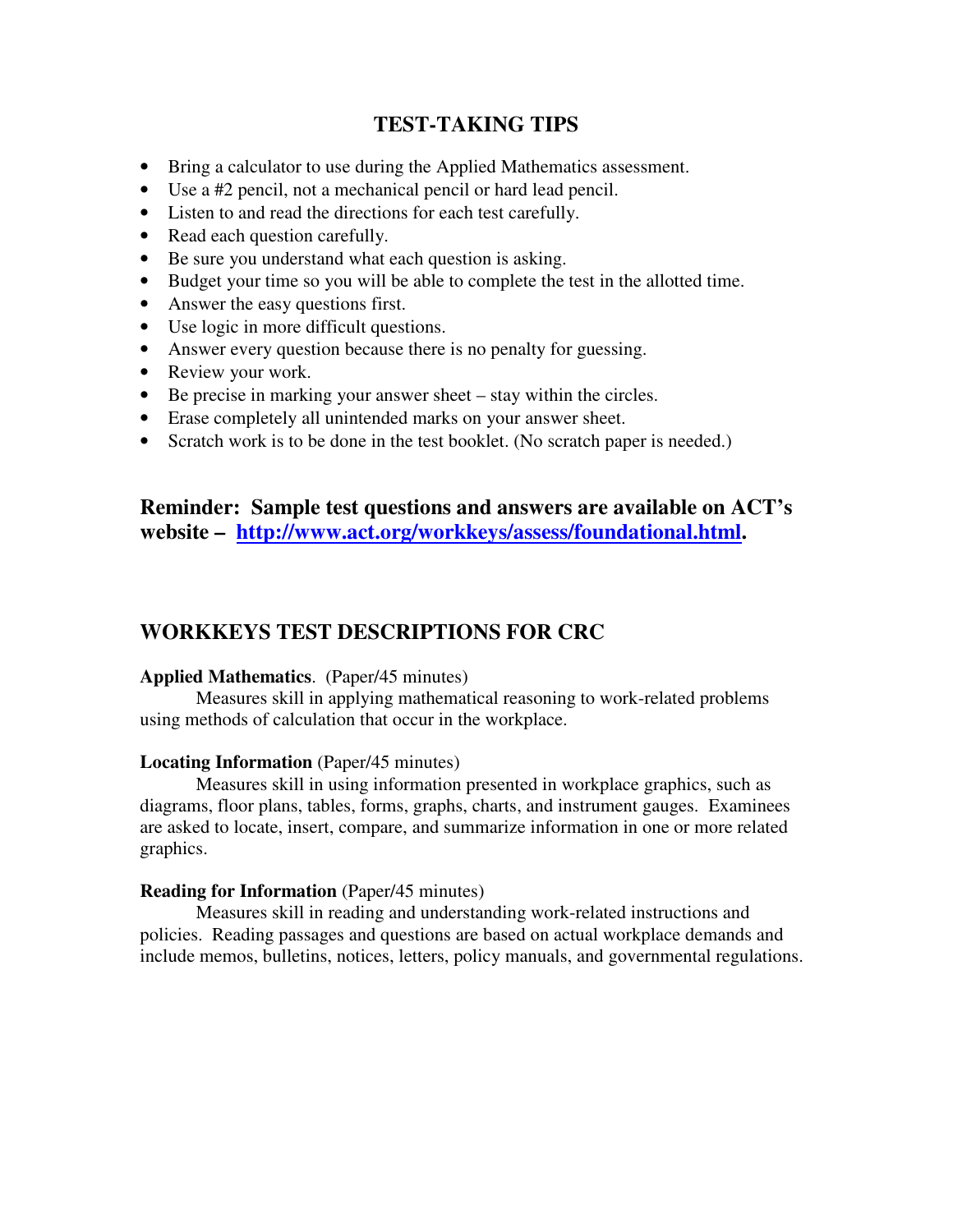## TEST-TAKING TIPS

- Bring a calculator to use during the Applied Mathematics assessment.
- Use a #2 pencil, not a mechanical pencil or hard lead pencil.
- Listen to and read the directions for each test carefully.
- Read each question carefully.
- Be sure you understand what each question is asking.
- Budget your time so you will be able to complete the test in the allotted time.
- Answer the easy questions first.
- Use logic in more difficult questions.
- Answer every question because there is no penalty for guessing.
- Review your work.
- Be precise in marking your answer sheet – stay within the circles.
- Erase completely all unintended marks on your answer sheet.
- Scratch work is to be done in the test booklet. (No scratch paper is needed.)

**Reminder: Sample test questions and answers are available on ACT's website – [http://www.act.org/workkeys/assess/foundational.html](http://www.act.org/workkeys/assess/foundational.html).**

## WORKKEYS TEST DESCRIPTIONS FOR CRC

**Applied Mathematics**. (Paper/45 minutes)

Measures skill in applying mathematical reasoning to work-related problems using methods of calculation that occur in the workplace.

**Locating Information** (Paper/45 minutes)

Measures skill in using information presented in workplace graphics, such as diagrams, floor plans, tables, forms, graphs, charts, and instrument gauges. Examinees are asked to locate, insert, compare, and summarize information in one or more related graphics.

**Reading for Information** (Paper/45 minutes)

Measures skill in reading and understanding work-related instructions and policies. Reading passages and questions are based on actual workplace demands and include memos, bulletins, notices, letters, policy manuals, and governmental regulations.